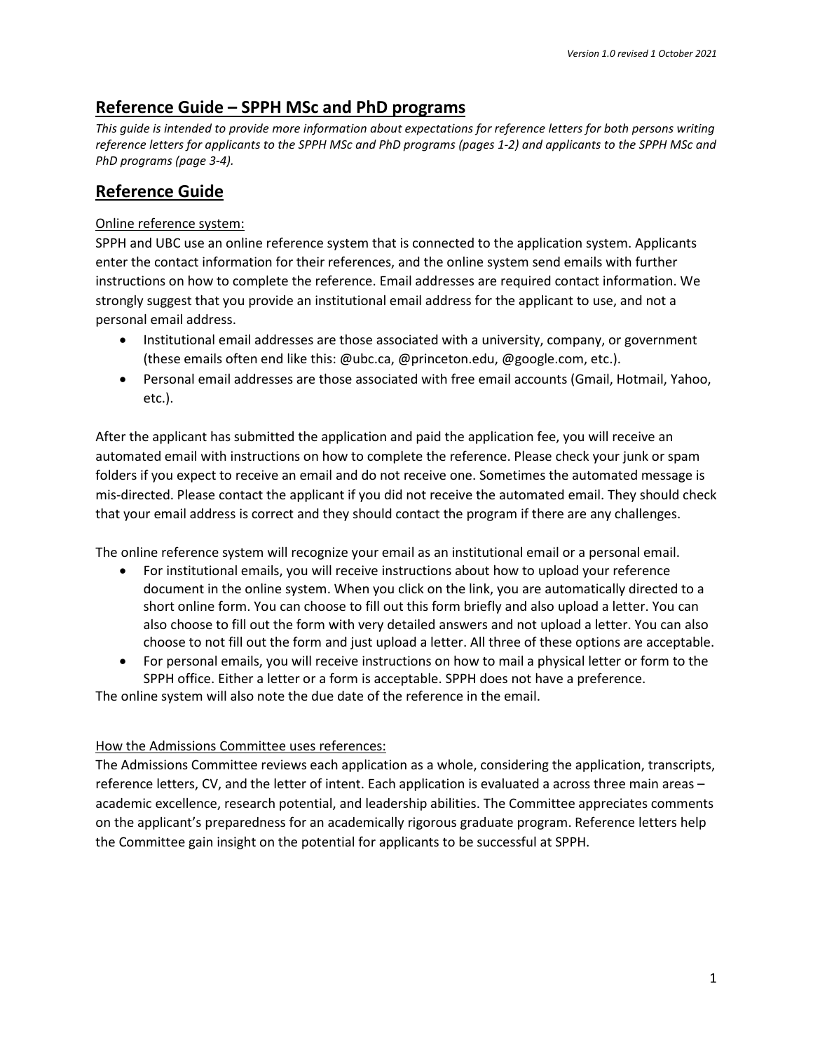# Reference Guide – SPPH MSc and PhD programs

*This guide is intended to provide more information about expectations for reference letters for both persons writing reference letters for applicants to the SPPH MSc and PhD programs (pages 1-2) and applicants to the SPPH MSc and PhD programs (page 3-4).*

# Reference Guide

Online reference system:

SPPH and UBC use an online reference system that is connected to the application system. Applicants enter the contact information for their references, and the online system send emails with further instructions on how to complete the reference. Email addresses are required contact information. We strongly suggest that you provide an institutional email address for the applicant to use, and not a personal email address.

- Institutional email addresses are those associated with a university, company, or government (these emails often end like this: @ubc.ca, @princeton.edu, @google.com, etc.).
- Personal email addresses are those associated with free email accounts (Gmail, Hotmail, Yahoo, etc.).

After the applicant has submitted the application and paid the application fee, you will receive an automated email with instructions on how to complete the reference. Please check your junk or spam folders if you expect to receive an email and do not receive one. Sometimes the automated message is mis-directed. Please contact the applicant if you did not receive the automated email. They should check that your email address is correct and they should contact the program if there are any challenges.

The online reference system will recognize your email as an institutional email or a personal email.

- For institutional emails, you will receive instructions about how to upload your reference document in the online system. When you click on the link, you are automatically directed to a short online form. You can choose to fill out this form briefly and also upload a letter. You can also choose to fill out the form with very detailed answers and not upload a letter. You can also choose to not fill out the form and just upload a letter. All three of these options are acceptable.
- For personal emails, you will receive instructions on how to mail a physical letter or form to the SPPH office. Either a letter or a form is acceptable. SPPH does not have a preference.

The online system will also note the due date of the reference in the email.

How the Admissions Committee uses references:

The Admissions Committee reviews each application as a whole, considering the application, transcripts, reference letters, CV, and the letter of intent. Each application is evaluated a across three main areas – academic excellence, research potential, and leadership abilities. The Committee appreciates comments on the applicant's preparedness for an academically rigorous graduate program. Reference letters help the Committee gain insight on the potential for applicants to be successful at SPPH.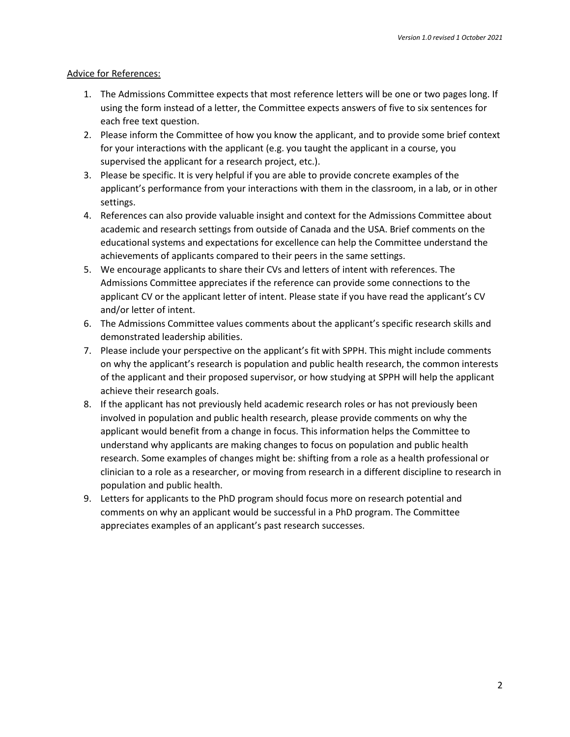Advice for References:

1. The Admissions Committee expects that most reference letters will be one or two pages long. If using the form instead of a letter, the Committee expects answers of five to six sentences for each free text question.
2. Please inform the Committee of how you know the applicant, and to provide some brief context for your interactions with the applicant (e.g. you taught the applicant in a course, you supervised the applicant for a research project, etc.).
3. Please be specific. It is very helpful if you are able to provide concrete examples of the applicant's performance from your interactions with them in the classroom, in a lab, or in other settings.
4. References can also provide valuable insight and context for the Admissions Committee about academic and research settings from outside of Canada and the USA. Brief comments on the educational systems and expectations for excellence can help the Committee understand the achievements of applicants compared to their peers in the same settings.
5. We encourage applicants to share their CVs and letters of intent with references. The Admissions Committee appreciates if the reference can provide some connections to the applicant CV or the applicant letter of intent. Please state if you have read the applicant's CV and/or letter of intent.
6. The Admissions Committee values comments about the applicant's specific research skills and demonstrated leadership abilities.
7. Please include your perspective on the applicant's fit with SPPH. This might include comments on why the applicant's research is population and public health research, the common interests of the applicant and their proposed supervisor, or how studying at SPPH will help the applicant achieve their research goals.
8. If the applicant has not previously held academic research roles or has not previously been involved in population and public health research, please provide comments on why the applicant would benefit from a change in focus. This information helps the Committee to understand why applicants are making changes to focus on population and public health research. Some examples of changes might be: shifting from a role as a health professional or clinician to a role as a researcher, or moving from research in a different discipline to research in population and public health.
9. Letters for applicants to the PhD program should focus more on research potential and comments on why an applicant would be successful in a PhD program. The Committee appreciates examples of an applicant's past research successes.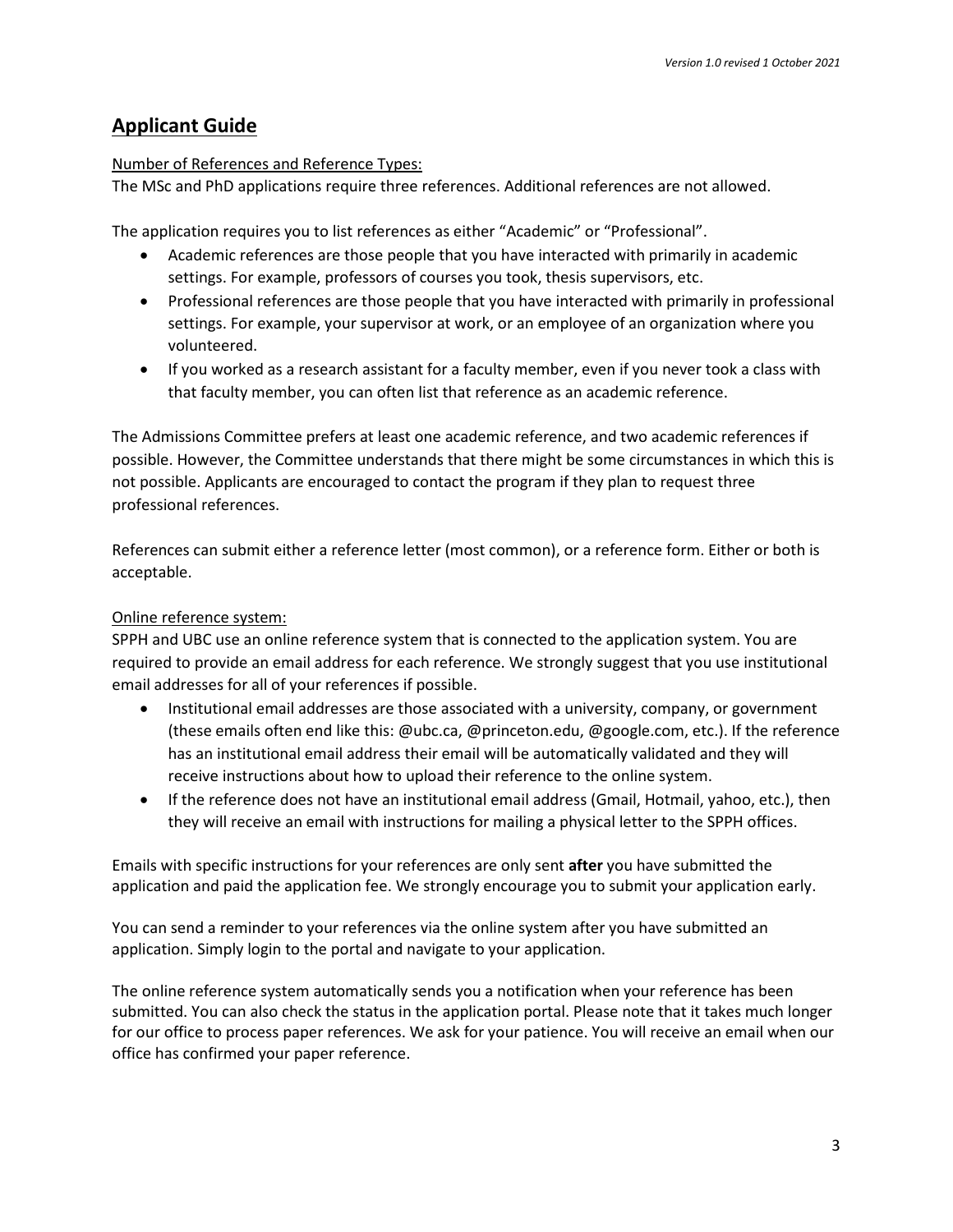## Applicant Guide

Number of References and Reference Types:

The MSc and PhD applications require three references. Additional references are not allowed.

The application requires you to list references as either "Academic" or "Professional".

- Academic references are those people that you have interacted with primarily in academic settings. For example, professors of courses you took, thesis supervisors, etc.
- Professional references are those people that you have interacted with primarily in professional settings. For example, your supervisor at work, or an employee of an organization where you volunteered.
- If you worked as a research assistant for a faculty member, even if you never took a class with that faculty member, you can often list that reference as an academic reference.

The Admissions Committee prefers at least one academic reference, and two academic references if possible. However, the Committee understands that there might be some circumstances in which this is not possible. Applicants are encouraged to contact the program if they plan to request three professional references.

References can submit either a reference letter (most common), or a reference form. Either or both is acceptable.

Online reference system:

SPPH and UBC use an online reference system that is connected to the application system. You are required to provide an email address for each reference. We strongly suggest that you use institutional email addresses for all of your references if possible.

- Institutional email addresses are those associated with a university, company, or government (these emails often end like this: @ubc.ca, @princeton.edu, @google.com, etc.). If the reference has an institutional email address their email will be automatically validated and they will receive instructions about how to upload their reference to the online system.
- If the reference does not have an institutional email address (Gmail, Hotmail, yahoo, etc.), then they will receive an email with instructions for mailing a physical letter to the SPPH offices.

Emails with specific instructions for your references are only sent **after** you have submitted the application and paid the application fee. We strongly encourage you to submit your application early.

You can send a reminder to your references via the online system after you have submitted an application. Simply login to the portal and navigate to your application.

The online reference system automatically sends you a notification when your reference has been submitted. You can also check the status in the application portal. Please note that it takes much longer for our office to process paper references. We ask for your patience. You will receive an email when our office has confirmed your paper reference.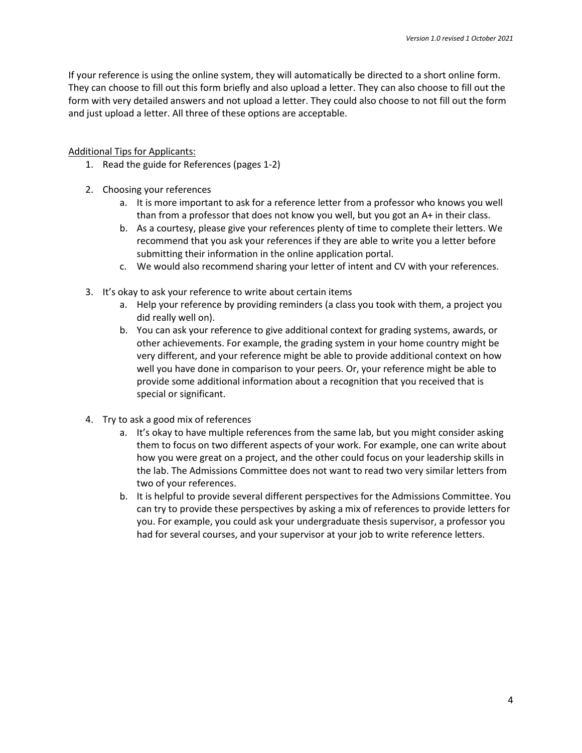If your reference is using the online system, they will automatically be directed to a short online form. They can choose to fill out this form briefly and also upload a letter. They can also choose to fill out the form with very detailed answers and not upload a letter. They could also choose to not fill out the form and just upload a letter. All three of these options are acceptable.

Additional Tips for Applicants:

1. Read the guide for References (pages 1-2)

2. Choosing your references
   a. It is more important to ask for a reference letter from a professor who knows you well than from a professor that does not know you well, but you got an A+ in their class.
   b. As a courtesy, please give your references plenty of time to complete their letters. We recommend that you ask your references if they are able to write you a letter before submitting their information in the online application portal.
   c. We would also recommend sharing your letter of intent and CV with your references.

3. It's okay to ask your reference to write about certain items
   a. Help your reference by providing reminders (a class you took with them, a project you did really well on).
   b. You can ask your reference to give additional context for grading systems, awards, or other achievements. For example, the grading system in your home country might be very different, and your reference might be able to provide additional context on how well you have done in comparison to your peers. Or, your reference might be able to provide some additional information about a recognition that you received that is special or significant.

4. Try to ask a good mix of references
   a. It's okay to have multiple references from the same lab, but you might consider asking them to focus on two different aspects of your work. For example, one can write about how you were great on a project, and the other could focus on your leadership skills in the lab. The Admissions Committee does not want to read two very similar letters from two of your references.
   b. It is helpful to provide several different perspectives for the Admissions Committee. You can try to provide these perspectives by asking a mix of references to provide letters for you. For example, you could ask your undergraduate thesis supervisor, a professor you had for several courses, and your supervisor at your job to write reference letters.